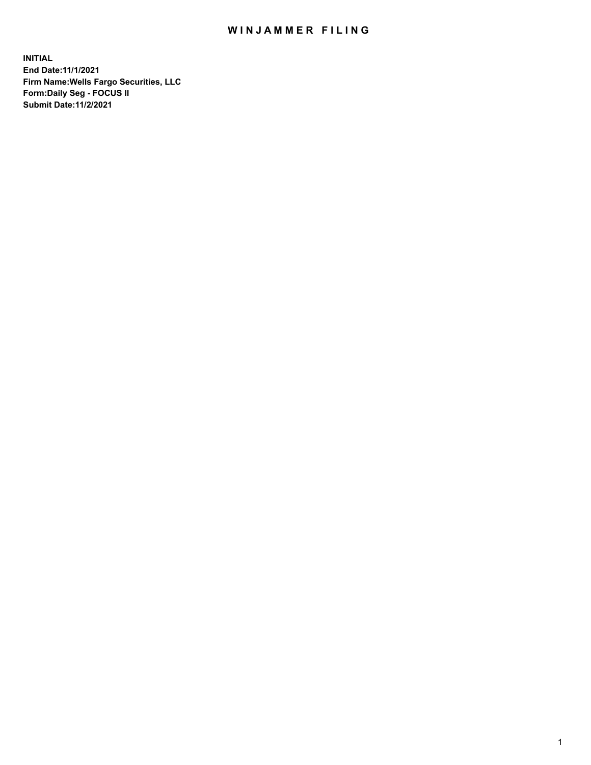# WINJAMMER FILING

**INITIAL**
**End Date:11/1/2021**
**Firm Name:Wells Fargo Securities, LLC**
**Form:Daily Seg - FOCUS II**
**Submit Date:11/2/2021**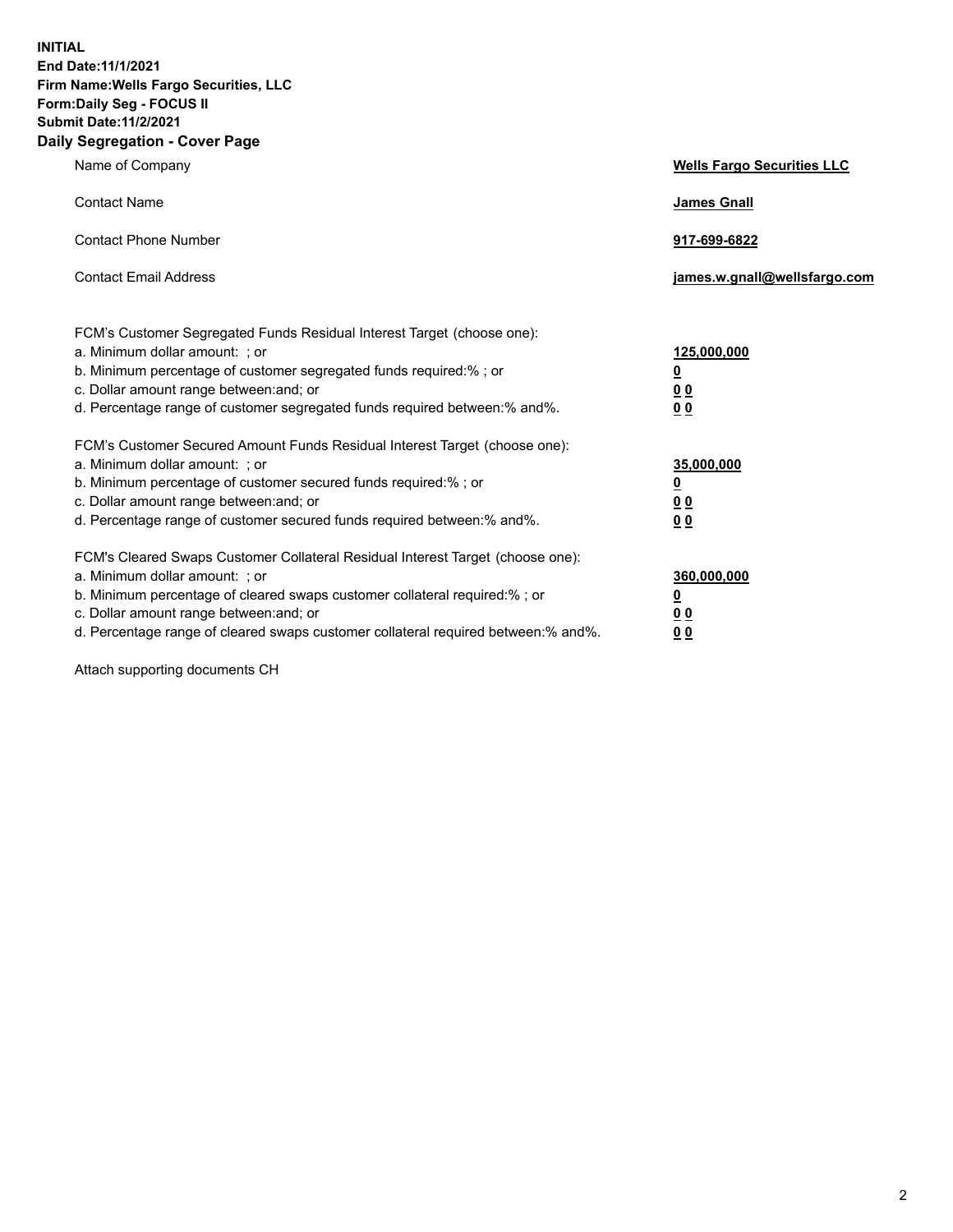**INITIAL**
**End Date:11/1/2021**
**Firm Name:Wells Fargo Securities, LLC**
**Form:Daily Seg - FOCUS II**
**Submit Date:11/2/2021**

## Daily Segregation - Cover Page

| | |
|---|---|
| Name of Company | **Wells Fargo Securities LLC** |
| Contact Name | **James Gnall** |
| Contact Phone Number | **917-699-6822** |
| Contact Email Address | **james.w.gnall@wellsfargo.com** |

| | |
|---|---|
| FCM's Customer Segregated Funds Residual Interest Target (choose one): | |
| a. Minimum dollar amount: ; or | **125,000,000** |
| b. Minimum percentage of customer segregated funds required:% ; or | **0** |
| c. Dollar amount range between:and; or | **0 0** |
| d. Percentage range of customer segregated funds required between:% and%. | **0 0** |
| FCM's Customer Secured Amount Funds Residual Interest Target (choose one): | |
| a. Minimum dollar amount: ; or | **35,000,000** |
| b. Minimum percentage of customer secured funds required:% ; or | **0** |
| c. Dollar amount range between:and; or | **0 0** |
| d. Percentage range of customer secured funds required between:% and%. | **0 0** |
| FCM's Cleared Swaps Customer Collateral Residual Interest Target (choose one): | |
| a. Minimum dollar amount: ; or | **360,000,000** |
| b. Minimum percentage of cleared swaps customer collateral required:% ; or | **0** |
| c. Dollar amount range between:and; or | **0 0** |
| d. Percentage range of cleared swaps customer collateral required between:% and%. | **0 0** |

Attach supporting documents CH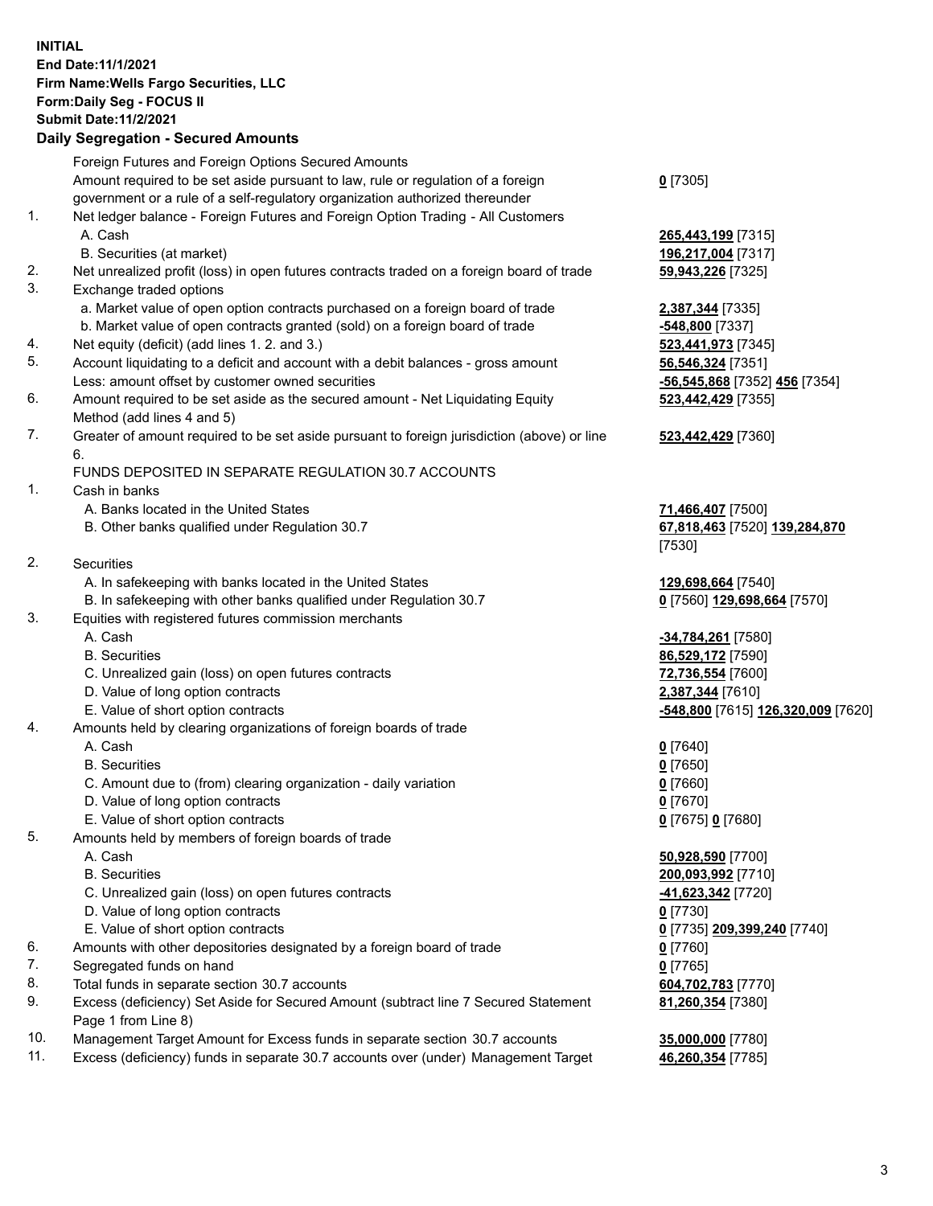**INITIAL**
**End Date:11/1/2021**
**Firm Name:Wells Fargo Securities, LLC**
**Form:Daily Seg - FOCUS II**
**Submit Date:11/2/2021**

**Daily Segregation - Secured Amounts**

| | | |
|---|---|---|
| | Foreign Futures and Foreign Options Secured Amounts | |
| | Amount required to be set aside pursuant to law, rule or regulation of a foreign government or a rule of a self-regulatory organization authorized thereunder | **0** [7305] |
| 1. | Net ledger balance - Foreign Futures and Foreign Option Trading - All Customers | |
| | A. Cash | **265,443,199** [7315] |
| | B. Securities (at market) | **196,217,004** [7317] |
| 2. | Net unrealized profit (loss) in open futures contracts traded on a foreign board of trade | **59,943,226** [7325] |
| 3. | Exchange traded options | |
| | a. Market value of open option contracts purchased on a foreign board of trade | **2,387,344** [7335] |
| | b. Market value of open contracts granted (sold) on a foreign board of trade | **-548,800** [7337] |
| 4. | Net equity (deficit) (add lines 1. 2. and 3.) | **523,441,973** [7345] |
| 5. | Account liquidating to a deficit and account with a debit balances - gross amount | **56,546,324** [7351] |
| | Less: amount offset by customer owned securities | **-56,545,868** [7352] **456** [7354] |
| 6. | Amount required to be set aside as the secured amount - Net Liquidating Equity Method (add lines 4 and 5) | **523,442,429** [7355] |
| 7. | Greater of amount required to be set aside pursuant to foreign jurisdiction (above) or line 6. | **523,442,429** [7360] |
| | FUNDS DEPOSITED IN SEPARATE REGULATION 30.7 ACCOUNTS | |
| 1. | Cash in banks | |
| | A. Banks located in the United States | **71,466,407** [7500] |
| | B. Other banks qualified under Regulation 30.7 | **67,818,463** [7520] **139,284,870** [7530] |
| 2. | Securities | |
| | A. In safekeeping with banks located in the United States | **129,698,664** [7540] |
| | B. In safekeeping with other banks qualified under Regulation 30.7 | **0** [7560] **129,698,664** [7570] |
| 3. | Equities with registered futures commission merchants | |
| | A. Cash | **-34,784,261** [7580] |
| | B. Securities | **86,529,172** [7590] |
| | C. Unrealized gain (loss) on open futures contracts | **72,736,554** [7600] |
| | D. Value of long option contracts | **2,387,344** [7610] |
| | E. Value of short option contracts | **-548,800** [7615] **126,320,009** [7620] |
| 4. | Amounts held by clearing organizations of foreign boards of trade | |
| | A. Cash | **0** [7640] |
| | B. Securities | **0** [7650] |
| | C. Amount due to (from) clearing organization - daily variation | **0** [7660] |
| | D. Value of long option contracts | **0** [7670] |
| | E. Value of short option contracts | **0** [7675] **0** [7680] |
| 5. | Amounts held by members of foreign boards of trade | |
| | A. Cash | **50,928,590** [7700] |
| | B. Securities | **200,093,992** [7710] |
| | C. Unrealized gain (loss) on open futures contracts | **-41,623,342** [7720] |
| | D. Value of long option contracts | **0** [7730] |
| | E. Value of short option contracts | **0** [7735] **209,399,240** [7740] |
| 6. | Amounts with other depositories designated by a foreign board of trade | **0** [7760] |
| 7. | Segregated funds on hand | **0** [7765] |
| 8. | Total funds in separate section 30.7 accounts | **604,702,783** [7770] |
| 9. | Excess (deficiency) Set Aside for Secured Amount (subtract line 7 Secured Statement Page 1 from Line 8) | **81,260,354** [7380] |
| 10. | Management Target Amount for Excess funds in separate section 30.7 accounts | **35,000,000** [7780] |
| 11. | Excess (deficiency) funds in separate 30.7 accounts over (under) Management Target | **46,260,354** [7785] |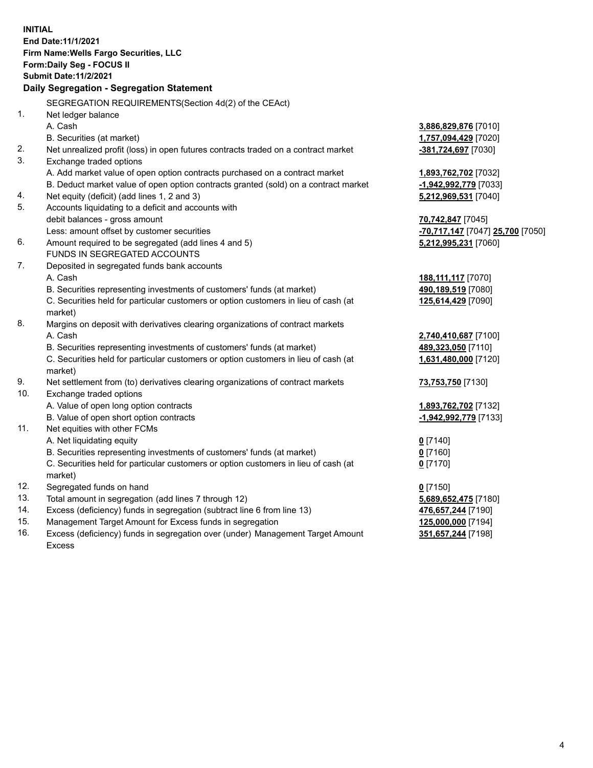**INITIAL**
**End Date:11/1/2021**
**Firm Name:Wells Fargo Securities, LLC**
**Form:Daily Seg - FOCUS II**
**Submit Date:11/2/2021**

## Daily Segregation - Segregation Statement

SEGREGATION REQUIREMENTS(Section 4d(2) of the CEAct)

| | | |
|---|---|---|
| 1. | Net ledger balance | |
| | A. Cash | **3,886,829,876** [7010] |
| | B. Securities (at market) | **1,757,094,429** [7020] |
| 2. | Net unrealized profit (loss) in open futures contracts traded on a contract market | **-381,724,697** [7030] |
| 3. | Exchange traded options | |
| | A. Add market value of open option contracts purchased on a contract market | **1,893,762,702** [7032] |
| | B. Deduct market value of open option contracts granted (sold) on a contract market | **-1,942,992,779** [7033] |
| 4. | Net equity (deficit) (add lines 1, 2 and 3) | **5,212,969,531** [7040] |
| 5. | Accounts liquidating to a deficit and accounts with debit balances - gross amount | **70,742,847** [7045] |
| | Less: amount offset by customer securities | **-70,717,147** [7047] **25,700** [7050] |
| 6. | Amount required to be segregated (add lines 4 and 5) | **5,212,995,231** [7060] |
| | FUNDS IN SEGREGATED ACCOUNTS | |
| 7. | Deposited in segregated funds bank accounts | |
| | A. Cash | **188,111,117** [7070] |
| | B. Securities representing investments of customers' funds (at market) | **490,189,519** [7080] |
| | C. Securities held for particular customers or option customers in lieu of cash (at market) | **125,614,429** [7090] |
| 8. | Margins on deposit with derivatives clearing organizations of contract markets | |
| | A. Cash | **2,740,410,687** [7100] |
| | B. Securities representing investments of customers' funds (at market) | **489,323,050** [7110] |
| | C. Securities held for particular customers or option customers in lieu of cash (at market) | **1,631,480,000** [7120] |
| 9. | Net settlement from (to) derivatives clearing organizations of contract markets | **73,753,750** [7130] |
| 10. | Exchange traded options | |
| | A. Value of open long option contracts | **1,893,762,702** [7132] |
| | B. Value of open short option contracts | **-1,942,992,779** [7133] |
| 11. | Net equities with other FCMs | |
| | A. Net liquidating equity | **0** [7140] |
| | B. Securities representing investments of customers' funds (at market) | **0** [7160] |
| | C. Securities held for particular customers or option customers in lieu of cash (at market) | **0** [7170] |
| 12. | Segregated funds on hand | **0** [7150] |
| 13. | Total amount in segregation (add lines 7 through 12) | **5,689,652,475** [7180] |
| 14. | Excess (deficiency) funds in segregation (subtract line 6 from line 13) | **476,657,244** [7190] |
| 15. | Management Target Amount for Excess funds in segregation | **125,000,000** [7194] |
| 16. | Excess (deficiency) funds in segregation over (under) Management Target Amount Excess | **351,657,244** [7198] |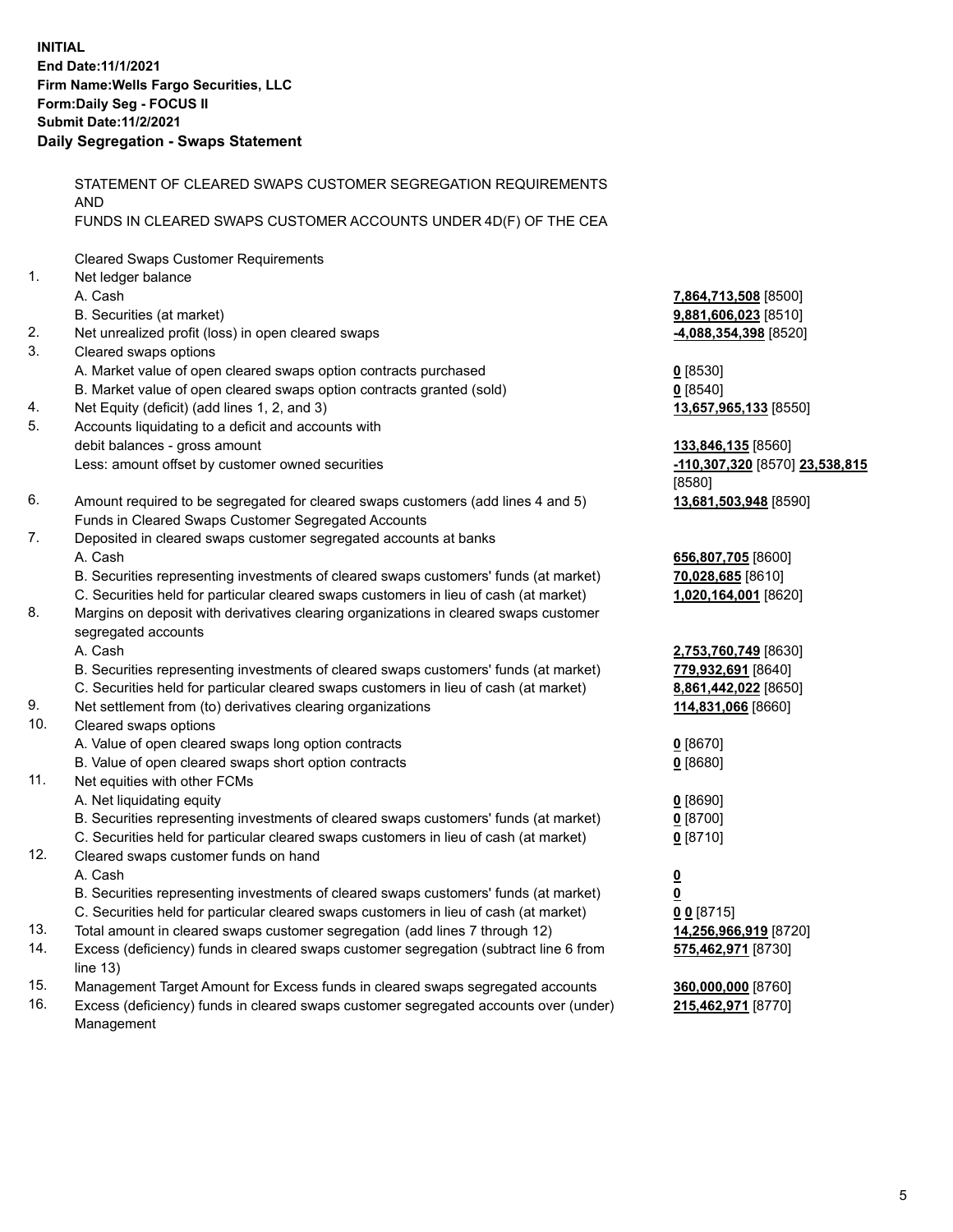**INITIAL**
**End Date:11/1/2021**
**Firm Name:Wells Fargo Securities, LLC**
**Form:Daily Seg - FOCUS II**
**Submit Date:11/2/2021**
**Daily Segregation - Swaps Statement**

STATEMENT OF CLEARED SWAPS CUSTOMER SEGREGATION REQUIREMENTS AND FUNDS IN CLEARED SWAPS CUSTOMER ACCOUNTS UNDER 4D(F) OF THE CEA

| | | |
|---|---|---|
| | Cleared Swaps Customer Requirements | |
| 1. | Net ledger balance | |
| | A. Cash | **7,864,713,508** [8500] |
| | B. Securities (at market) | **9,881,606,023** [8510] |
| 2. | Net unrealized profit (loss) in open cleared swaps | **-4,088,354,398** [8520] |
| 3. | Cleared swaps options | |
| | A. Market value of open cleared swaps option contracts purchased | **0** [8530] |
| | B. Market value of open cleared swaps option contracts granted (sold) | **0** [8540] |
| 4. | Net Equity (deficit) (add lines 1, 2, and 3) | **13,657,965,133** [8550] |
| 5. | Accounts liquidating to a deficit and accounts with debit balances - gross amount | **133,846,135** [8560] |
| | Less: amount offset by customer owned securities | **-110,307,320** [8570] **23,538,815** [8580] |
| 6. | Amount required to be segregated for cleared swaps customers (add lines 4 and 5) | **13,681,503,948** [8590] |
| | Funds in Cleared Swaps Customer Segregated Accounts | |
| 7. | Deposited in cleared swaps customer segregated accounts at banks | |
| | A. Cash | **656,807,705** [8600] |
| | B. Securities representing investments of cleared swaps customers' funds (at market) | **70,028,685** [8610] |
| | C. Securities held for particular cleared swaps customers in lieu of cash (at market) | **1,020,164,001** [8620] |
| 8. | Margins on deposit with derivatives clearing organizations in cleared swaps customer segregated accounts | |
| | A. Cash | **2,753,760,749** [8630] |
| | B. Securities representing investments of cleared swaps customers' funds (at market) | **779,932,691** [8640] |
| | C. Securities held for particular cleared swaps customers in lieu of cash (at market) | **8,861,442,022** [8650] |
| 9. | Net settlement from (to) derivatives clearing organizations | **114,831,066** [8660] |
| 10. | Cleared swaps options | |
| | A. Value of open cleared swaps long option contracts | **0** [8670] |
| | B. Value of open cleared swaps short option contracts | **0** [8680] |
| 11. | Net equities with other FCMs | |
| | A. Net liquidating equity | **0** [8690] |
| | B. Securities representing investments of cleared swaps customers' funds (at market) | **0** [8700] |
| | C. Securities held for particular cleared swaps customers in lieu of cash (at market) | **0** [8710] |
| 12. | Cleared swaps customer funds on hand | |
| | A. Cash | **0** |
| | B. Securities representing investments of cleared swaps customers' funds (at market) | **0** |
| | C. Securities held for particular cleared swaps customers in lieu of cash (at market) | **0** **0** [8715] |
| 13. | Total amount in cleared swaps customer segregation (add lines 7 through 12) | **14,256,966,919** [8720] |
| 14. | Excess (deficiency) funds in cleared swaps customer segregation (subtract line 6 from line 13) | **575,462,971** [8730] |
| 15. | Management Target Amount for Excess funds in cleared swaps segregated accounts | **360,000,000** [8760] |
| 16. | Excess (deficiency) funds in cleared swaps customer segregated accounts over (under) Management | **215,462,971** [8770] |